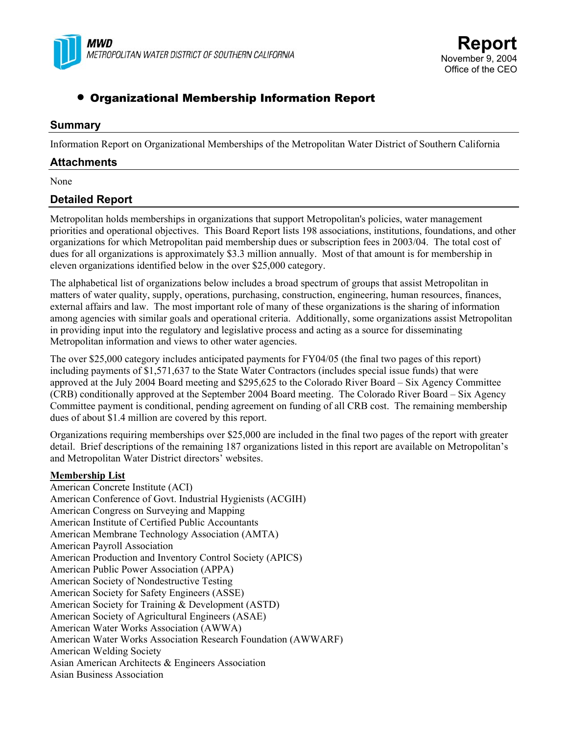MWD
METROPOLITAN WATER DISTRICT OF SOUTHERN CALIFORNIA

**Report**
November 9, 2004
Office of the CEO

# • Organizational Membership Information Report

## Summary

Information Report on Organizational Memberships of the Metropolitan Water District of Southern California

## Attachments

None

## Detailed Report

Metropolitan holds memberships in organizations that support Metropolitan's policies, water management priorities and operational objectives. This Board Report lists 198 associations, institutions, foundations, and other organizations for which Metropolitan paid membership dues or subscription fees in 2003/04. The total cost of dues for all organizations is approximately $3.3 million annually. Most of that amount is for membership in eleven organizations identified below in the over $25,000 category.

The alphabetical list of organizations below includes a broad spectrum of groups that assist Metropolitan in matters of water quality, supply, operations, purchasing, construction, engineering, human resources, finances, external affairs and law. The most important role of many of these organizations is the sharing of information among agencies with similar goals and operational criteria. Additionally, some organizations assist Metropolitan in providing input into the regulatory and legislative process and acting as a source for disseminating Metropolitan information and views to other water agencies.

The over $25,000 category includes anticipated payments for FY04/05 (the final two pages of this report) including payments of $1,571,637 to the State Water Contractors (includes special issue funds) that were approved at the July 2004 Board meeting and $295,625 to the Colorado River Board – Six Agency Committee (CRB) conditionally approved at the September 2004 Board meeting. The Colorado River Board – Six Agency Committee payment is conditional, pending agreement on funding of all CRB cost. The remaining membership dues of about $1.4 million are covered by this report.

Organizations requiring memberships over $25,000 are included in the final two pages of the report with greater detail. Brief descriptions of the remaining 187 organizations listed in this report are available on Metropolitan's and Metropolitan Water District directors' websites.

**Membership List**

American Concrete Institute (ACI)
American Conference of Govt. Industrial Hygienists (ACGIH)
American Congress on Surveying and Mapping
American Institute of Certified Public Accountants
American Membrane Technology Association (AMTA)
American Payroll Association
American Production and Inventory Control Society (APICS)
American Public Power Association (APPA)
American Society of Nondestructive Testing
American Society for Safety Engineers (ASSE)
American Society for Training & Development (ASTD)
American Society of Agricultural Engineers (ASAE)
American Water Works Association (AWWA)
American Water Works Association Research Foundation (AWWARF)
American Welding Society
Asian American Architects & Engineers Association
Asian Business Association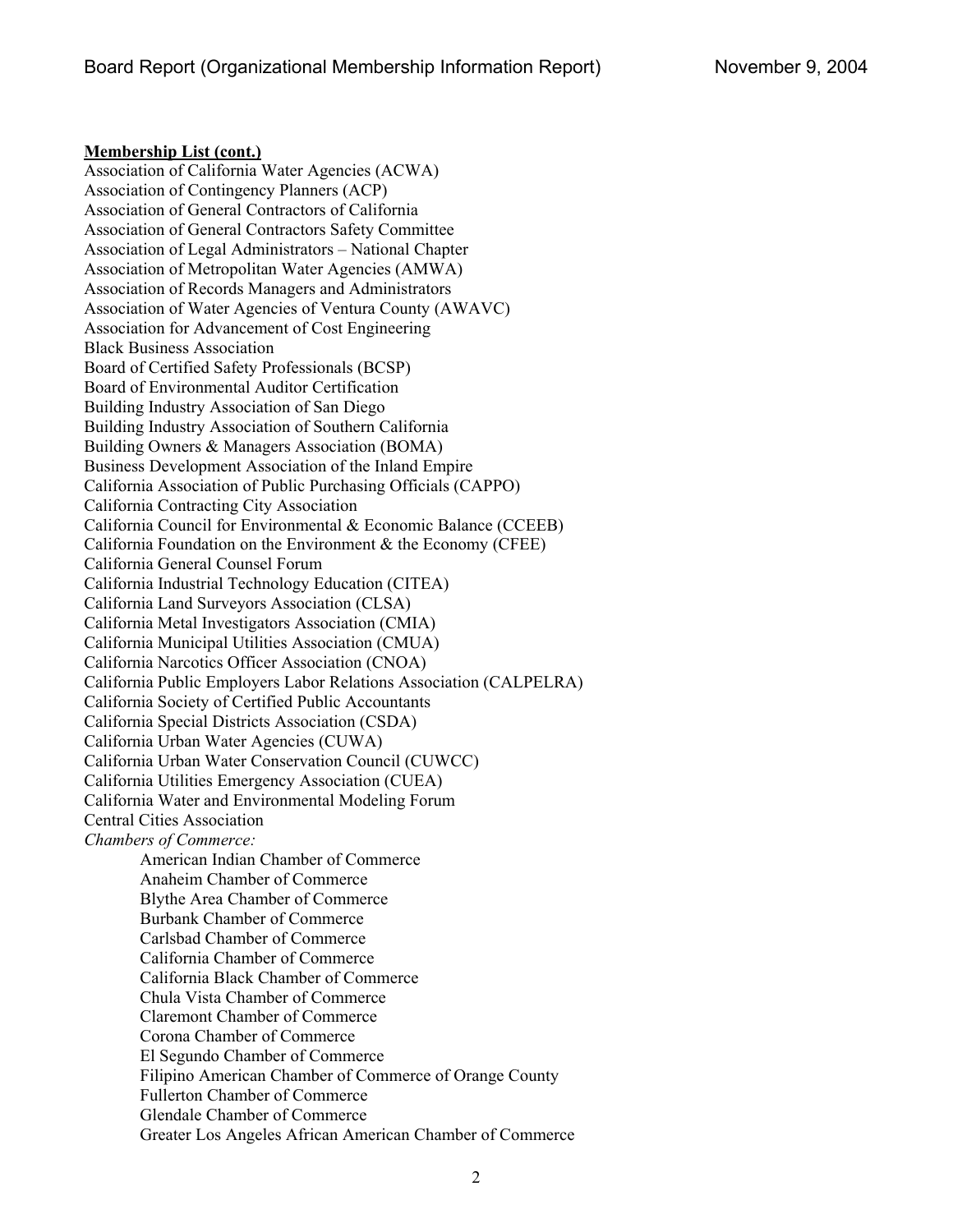**Membership List (cont.)**

Association of California Water Agencies (ACWA)
Association of Contingency Planners (ACP)
Association of General Contractors of California
Association of General Contractors Safety Committee
Association of Legal Administrators – National Chapter
Association of Metropolitan Water Agencies (AMWA)
Association of Records Managers and Administrators
Association of Water Agencies of Ventura County (AWAVC)
Association for Advancement of Cost Engineering
Black Business Association
Board of Certified Safety Professionals (BCSP)
Board of Environmental Auditor Certification
Building Industry Association of San Diego
Building Industry Association of Southern California
Building Owners & Managers Association (BOMA)
Business Development Association of the Inland Empire
California Association of Public Purchasing Officials (CAPPO)
California Contracting City Association
California Council for Environmental & Economic Balance (CCEEB)
California Foundation on the Environment & the Economy (CFEE)
California General Counsel Forum
California Industrial Technology Education (CITEA)
California Land Surveyors Association (CLSA)
California Metal Investigators Association (CMIA)
California Municipal Utilities Association (CMUA)
California Narcotics Officer Association (CNOA)
California Public Employers Labor Relations Association (CALPELRA)
California Society of Certified Public Accountants
California Special Districts Association (CSDA)
California Urban Water Agencies (CUWA)
California Urban Water Conservation Council (CUWCC)
California Utilities Emergency Association (CUEA)
California Water and Environmental Modeling Forum
Central Cities Association

*Chambers of Commerce:*

- American Indian Chamber of Commerce
- Anaheim Chamber of Commerce
- Blythe Area Chamber of Commerce
- Burbank Chamber of Commerce
- Carlsbad Chamber of Commerce
- California Chamber of Commerce
- California Black Chamber of Commerce
- Chula Vista Chamber of Commerce
- Claremont Chamber of Commerce
- Corona Chamber of Commerce
- El Segundo Chamber of Commerce
- Filipino American Chamber of Commerce of Orange County
- Fullerton Chamber of Commerce
- Glendale Chamber of Commerce
- Greater Los Angeles African American Chamber of Commerce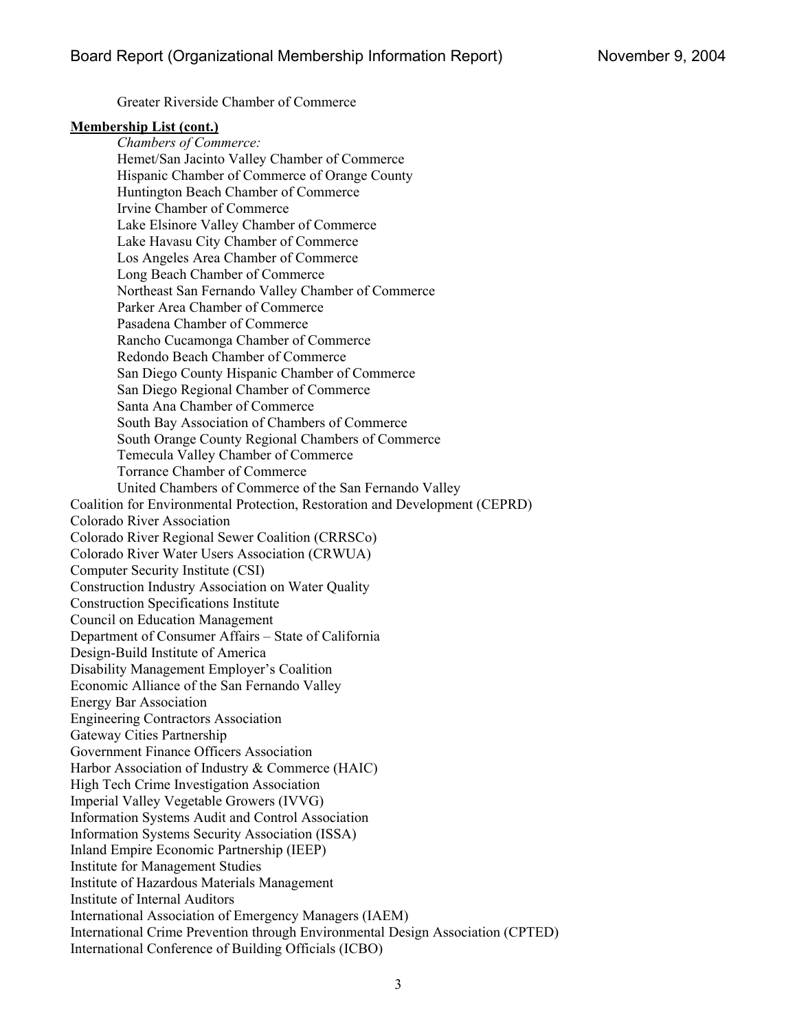Greater Riverside Chamber of Commerce

**Membership List (cont.)**

*Chambers of Commerce:*

Hemet/San Jacinto Valley Chamber of Commerce
Hispanic Chamber of Commerce of Orange County
Huntington Beach Chamber of Commerce
Irvine Chamber of Commerce
Lake Elsinore Valley Chamber of Commerce
Lake Havasu City Chamber of Commerce
Los Angeles Area Chamber of Commerce
Long Beach Chamber of Commerce
Northeast San Fernando Valley Chamber of Commerce
Parker Area Chamber of Commerce
Pasadena Chamber of Commerce
Rancho Cucamonga Chamber of Commerce
Redondo Beach Chamber of Commerce
San Diego County Hispanic Chamber of Commerce
San Diego Regional Chamber of Commerce
Santa Ana Chamber of Commerce
South Bay Association of Chambers of Commerce
South Orange County Regional Chambers of Commerce
Temecula Valley Chamber of Commerce
Torrance Chamber of Commerce
United Chambers of Commerce of the San Fernando Valley

Coalition for Environmental Protection, Restoration and Development (CEPRD)
Colorado River Association
Colorado River Regional Sewer Coalition (CRRSCo)
Colorado River Water Users Association (CRWUA)
Computer Security Institute (CSI)
Construction Industry Association on Water Quality
Construction Specifications Institute
Council on Education Management
Department of Consumer Affairs – State of California
Design-Build Institute of America
Disability Management Employer's Coalition
Economic Alliance of the San Fernando Valley
Energy Bar Association
Engineering Contractors Association
Gateway Cities Partnership
Government Finance Officers Association
Harbor Association of Industry & Commerce (HAIC)
High Tech Crime Investigation Association
Imperial Valley Vegetable Growers (IVVG)
Information Systems Audit and Control Association
Information Systems Security Association (ISSA)
Inland Empire Economic Partnership (IEEP)
Institute for Management Studies
Institute of Hazardous Materials Management
Institute of Internal Auditors
International Association of Emergency Managers (IAEM)
International Crime Prevention through Environmental Design Association (CPTED)
International Conference of Building Officials (ICBO)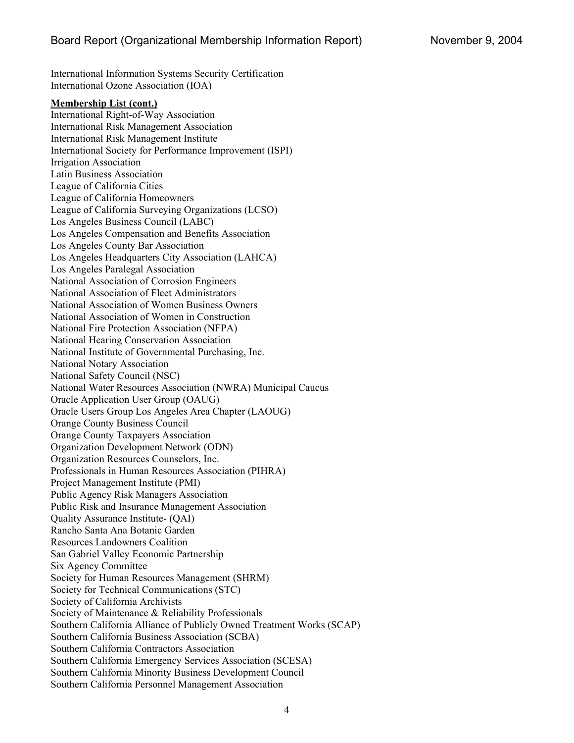International Information Systems Security Certification
International Ozone Association (IOA)

**Membership List (cont.)**

International Right-of-Way Association
International Risk Management Association
International Risk Management Institute
International Society for Performance Improvement (ISPI)
Irrigation Association
Latin Business Association
League of California Cities
League of California Homeowners
League of California Surveying Organizations (LCSO)
Los Angeles Business Council (LABC)
Los Angeles Compensation and Benefits Association
Los Angeles County Bar Association
Los Angeles Headquarters City Association (LAHCA)
Los Angeles Paralegal Association
National Association of Corrosion Engineers
National Association of Fleet Administrators
National Association of Women Business Owners
National Association of Women in Construction
National Fire Protection Association (NFPA)
National Hearing Conservation Association
National Institute of Governmental Purchasing, Inc.
National Notary Association
National Safety Council (NSC)
National Water Resources Association (NWRA) Municipal Caucus
Oracle Application User Group (OAUG)
Oracle Users Group Los Angeles Area Chapter (LAOUG)
Orange County Business Council
Orange County Taxpayers Association
Organization Development Network (ODN)
Organization Resources Counselors, Inc.
Professionals in Human Resources Association (PIHRA)
Project Management Institute (PMI)
Public Agency Risk Managers Association
Public Risk and Insurance Management Association
Quality Assurance Institute- (QAI)
Rancho Santa Ana Botanic Garden
Resources Landowners Coalition
San Gabriel Valley Economic Partnership
Six Agency Committee
Society for Human Resources Management (SHRM)
Society for Technical Communications (STC)
Society of California Archivists
Society of Maintenance & Reliability Professionals
Southern California Alliance of Publicly Owned Treatment Works (SCAP)
Southern California Business Association (SCBA)
Southern California Contractors Association
Southern California Emergency Services Association (SCESA)
Southern California Minority Business Development Council
Southern California Personnel Management Association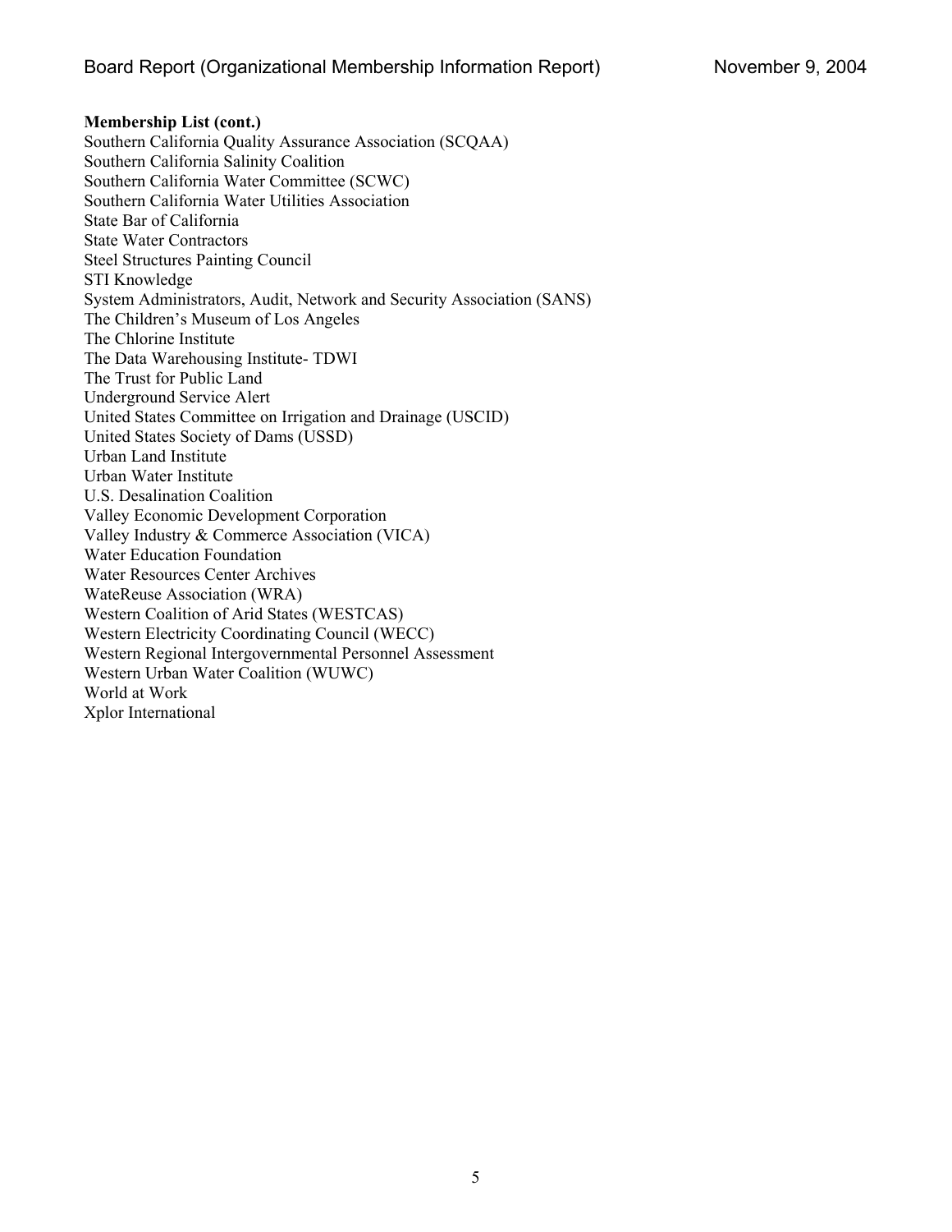**Membership List (cont.)**

Southern California Quality Assurance Association (SCQAA)
Southern California Salinity Coalition
Southern California Water Committee (SCWC)
Southern California Water Utilities Association
State Bar of California
State Water Contractors
Steel Structures Painting Council
STI Knowledge
System Administrators, Audit, Network and Security Association (SANS)
The Children's Museum of Los Angeles
The Chlorine Institute
The Data Warehousing Institute- TDWI
The Trust for Public Land
Underground Service Alert
United States Committee on Irrigation and Drainage (USCID)
United States Society of Dams (USSD)
Urban Land Institute
Urban Water Institute
U.S. Desalination Coalition
Valley Economic Development Corporation
Valley Industry & Commerce Association (VICA)
Water Education Foundation
Water Resources Center Archives
WateReuse Association (WRA)
Western Coalition of Arid States (WESTCAS)
Western Electricity Coordinating Council (WECC)
Western Regional Intergovernmental Personnel Assessment
Western Urban Water Coalition (WUWC)
World at Work
Xplor International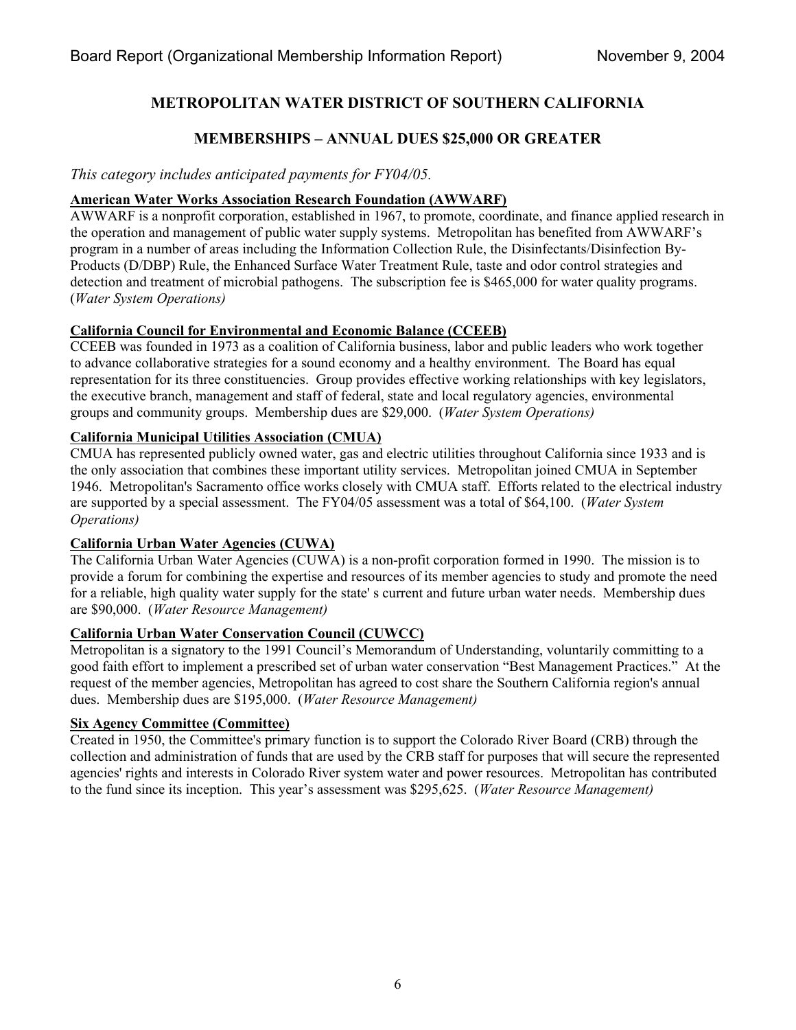# METROPOLITAN WATER DISTRICT OF SOUTHERN CALIFORNIA

## MEMBERSHIPS – ANNUAL DUES $25,000 OR GREATER

*This category includes anticipated payments for FY04/05.*

**American Water Works Association Research Foundation (AWWARF)**
AWWARF is a nonprofit corporation, established in 1967, to promote, coordinate, and finance applied research in the operation and management of public water supply systems. Metropolitan has benefited from AWWARF's program in a number of areas including the Information Collection Rule, the Disinfectants/Disinfection By-Products (D/DBP) Rule, the Enhanced Surface Water Treatment Rule, taste and odor control strategies and detection and treatment of microbial pathogens. The subscription fee is $465,000 for water quality programs. (*Water System Operations)*

**California Council for Environmental and Economic Balance (CCEEB)**
CCEEB was founded in 1973 as a coalition of California business, labor and public leaders who work together to advance collaborative strategies for a sound economy and a healthy environment. The Board has equal representation for its three constituencies. Group provides effective working relationships with key legislators, the executive branch, management and staff of federal, state and local regulatory agencies, environmental groups and community groups. Membership dues are $29,000. (*Water System Operations)*

**California Municipal Utilities Association (CMUA)**
CMUA has represented publicly owned water, gas and electric utilities throughout California since 1933 and is the only association that combines these important utility services. Metropolitan joined CMUA in September 1946. Metropolitan's Sacramento office works closely with CMUA staff. Efforts related to the electrical industry are supported by a special assessment. The FY04/05 assessment was a total of $64,100. (*Water System Operations)*

**California Urban Water Agencies (CUWA)**
The California Urban Water Agencies (CUWA) is a non-profit corporation formed in 1990. The mission is to provide a forum for combining the expertise and resources of its member agencies to study and promote the need for a reliable, high quality water supply for the state' s current and future urban water needs. Membership dues are $90,000. (*Water Resource Management)*

**California Urban Water Conservation Council (CUWCC)**
Metropolitan is a signatory to the 1991 Council's Memorandum of Understanding, voluntarily committing to a good faith effort to implement a prescribed set of urban water conservation "Best Management Practices." At the request of the member agencies, Metropolitan has agreed to cost share the Southern California region's annual dues. Membership dues are $195,000. (*Water Resource Management)*

**Six Agency Committee (Committee)**
Created in 1950, the Committee's primary function is to support the Colorado River Board (CRB) through the collection and administration of funds that are used by the CRB staff for purposes that will secure the represented agencies' rights and interests in Colorado River system water and power resources. Metropolitan has contributed to the fund since its inception. This year's assessment was $295,625. (*Water Resource Management)*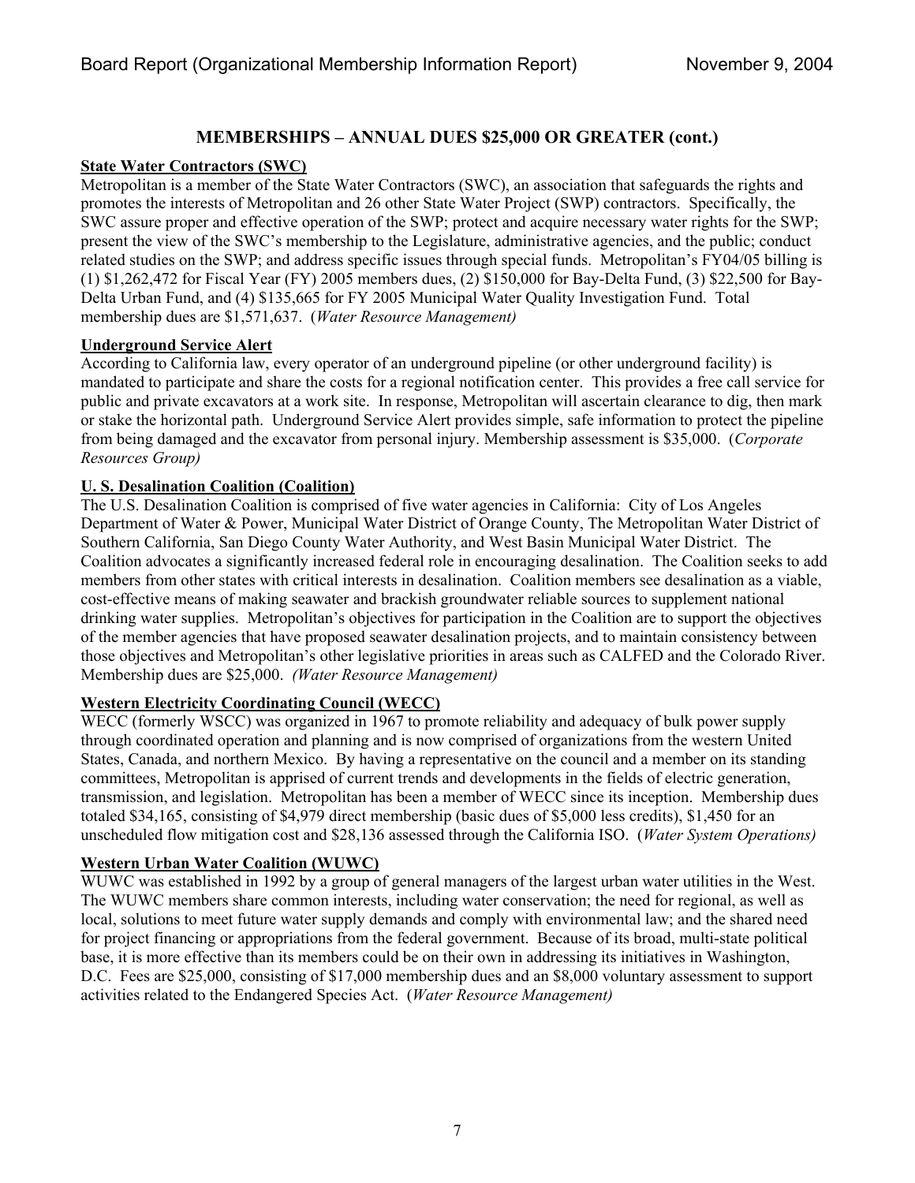## MEMBERSHIPS – ANNUAL DUES $25,000 OR GREATER (cont.)

**State Water Contractors (SWC)**

Metropolitan is a member of the State Water Contractors (SWC), an association that safeguards the rights and promotes the interests of Metropolitan and 26 other State Water Project (SWP) contractors. Specifically, the SWC assure proper and effective operation of the SWP; protect and acquire necessary water rights for the SWP; present the view of the SWC's membership to the Legislature, administrative agencies, and the public; conduct related studies on the SWP; and address specific issues through special funds. Metropolitan's FY04/05 billing is (1) $1,262,472 for Fiscal Year (FY) 2005 members dues, (2) $150,000 for Bay-Delta Fund, (3) $22,500 for Bay-Delta Urban Fund, and (4) $135,665 for FY 2005 Municipal Water Quality Investigation Fund. Total membership dues are $1,571,637. (*Water Resource Management)*

**Underground Service Alert**

According to California law, every operator of an underground pipeline (or other underground facility) is mandated to participate and share the costs for a regional notification center. This provides a free call service for public and private excavators at a work site. In response, Metropolitan will ascertain clearance to dig, then mark or stake the horizontal path. Underground Service Alert provides simple, safe information to protect the pipeline from being damaged and the excavator from personal injury. Membership assessment is $35,000. (*Corporate Resources Group)*

**U. S. Desalination Coalition (Coalition)**

The U.S. Desalination Coalition is comprised of five water agencies in California: City of Los Angeles Department of Water & Power, Municipal Water District of Orange County, The Metropolitan Water District of Southern California, San Diego County Water Authority, and West Basin Municipal Water District. The Coalition advocates a significantly increased federal role in encouraging desalination. The Coalition seeks to add members from other states with critical interests in desalination. Coalition members see desalination as a viable, cost-effective means of making seawater and brackish groundwater reliable sources to supplement national drinking water supplies. Metropolitan's objectives for participation in the Coalition are to support the objectives of the member agencies that have proposed seawater desalination projects, and to maintain consistency between those objectives and Metropolitan's other legislative priorities in areas such as CALFED and the Colorado River. Membership dues are $25,000. *(Water Resource Management)*

**Western Electricity Coordinating Council (WECC)**

WECC (formerly WSCC) was organized in 1967 to promote reliability and adequacy of bulk power supply through coordinated operation and planning and is now comprised of organizations from the western United States, Canada, and northern Mexico. By having a representative on the council and a member on its standing committees, Metropolitan is apprised of current trends and developments in the fields of electric generation, transmission, and legislation. Metropolitan has been a member of WECC since its inception. Membership dues totaled $34,165, consisting of $4,979 direct membership (basic dues of $5,000 less credits), $1,450 for an unscheduled flow mitigation cost and $28,136 assessed through the California ISO. (*Water System Operations)*

**Western Urban Water Coalition (WUWC)**

WUWC was established in 1992 by a group of general managers of the largest urban water utilities in the West. The WUWC members share common interests, including water conservation; the need for regional, as well as local, solutions to meet future water supply demands and comply with environmental law; and the shared need for project financing or appropriations from the federal government. Because of its broad, multi-state political base, it is more effective than its members could be on their own in addressing its initiatives in Washington, D.C. Fees are $25,000, consisting of $17,000 membership dues and an $8,000 voluntary assessment to support activities related to the Endangered Species Act. (*Water Resource Management)*